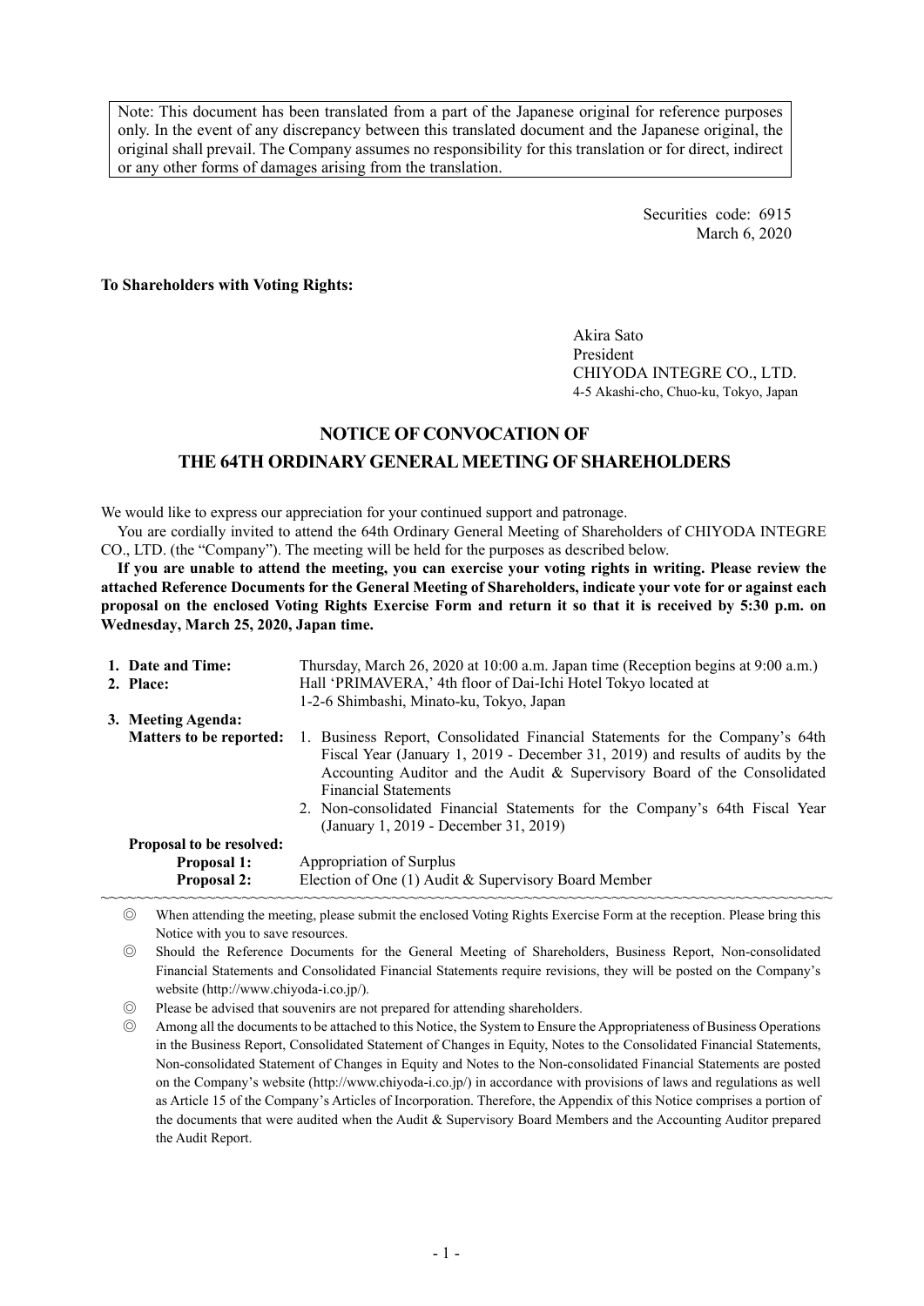Note: This document has been translated from a part of the Japanese original for reference purposes only. In the event of any discrepancy between this translated document and the Japanese original, the original shall prevail. The Company assumes no responsibility for this translation or for direct, indirect or any other forms of damages arising from the translation.

Securities code: 6915
March 6, 2020

**To Shareholders with Voting Rights:**

Akira Sato
President
CHIYODA INTEGRE CO., LTD.
4-5 Akashi-cho, Chuo-ku, Tokyo, Japan

# NOTICE OF CONVOCATION OF THE 64TH ORDINARY GENERAL MEETING OF SHAREHOLDERS

We would like to express our appreciation for your continued support and patronage.

You are cordially invited to attend the 64th Ordinary General Meeting of Shareholders of CHIYODA INTEGRE CO., LTD. (the "Company"). The meeting will be held for the purposes as described below.

**If you are unable to attend the meeting, you can exercise your voting rights in writing. Please review the attached Reference Documents for the General Meeting of Shareholders, indicate your vote for or against each proposal on the enclosed Voting Rights Exercise Form and return it so that it is received by 5:30 p.m. on Wednesday, March 25, 2020, Japan time.**

**1. Date and Time:** Thursday, March 26, 2020 at 10:00 a.m. Japan time (Reception begins at 9:00 a.m.)

**2. Place:** Hall 'PRIMAVERA,' 4th floor of Dai-Ichi Hotel Tokyo located at 1-2-6 Shimbashi, Minato-ku, Tokyo, Japan

**3. Meeting Agenda:**

**Matters to be reported:**

1. Business Report, Consolidated Financial Statements for the Company's 64th Fiscal Year (January 1, 2019 - December 31, 2019) and results of audits by the Accounting Auditor and the Audit & Supervisory Board of the Consolidated Financial Statements
2. Non-consolidated Financial Statements for the Company's 64th Fiscal Year (January 1, 2019 - December 31, 2019)

**Proposal to be resolved:**

**Proposal 1:** Appropriation of Surplus

**Proposal 2:** Election of One (1) Audit & Supervisory Board Member

---

◎ When attending the meeting, please submit the enclosed Voting Rights Exercise Form at the reception. Please bring this Notice with you to save resources.

◎ Should the Reference Documents for the General Meeting of Shareholders, Business Report, Non-consolidated Financial Statements and Consolidated Financial Statements require revisions, they will be posted on the Company's website (http://www.chiyoda-i.co.jp/).

◎ Please be advised that souvenirs are not prepared for attending shareholders.

◎ Among all the documents to be attached to this Notice, the System to Ensure the Appropriateness of Business Operations in the Business Report, Consolidated Statement of Changes in Equity, Notes to the Consolidated Financial Statements, Non-consolidated Statement of Changes in Equity and Notes to the Non-consolidated Financial Statements are posted on the Company's website (http://www.chiyoda-i.co.jp/) in accordance with provisions of laws and regulations as well as Article 15 of the Company's Articles of Incorporation. Therefore, the Appendix of this Notice comprises a portion of the documents that were audited when the Audit & Supervisory Board Members and the Accounting Auditor prepared the Audit Report.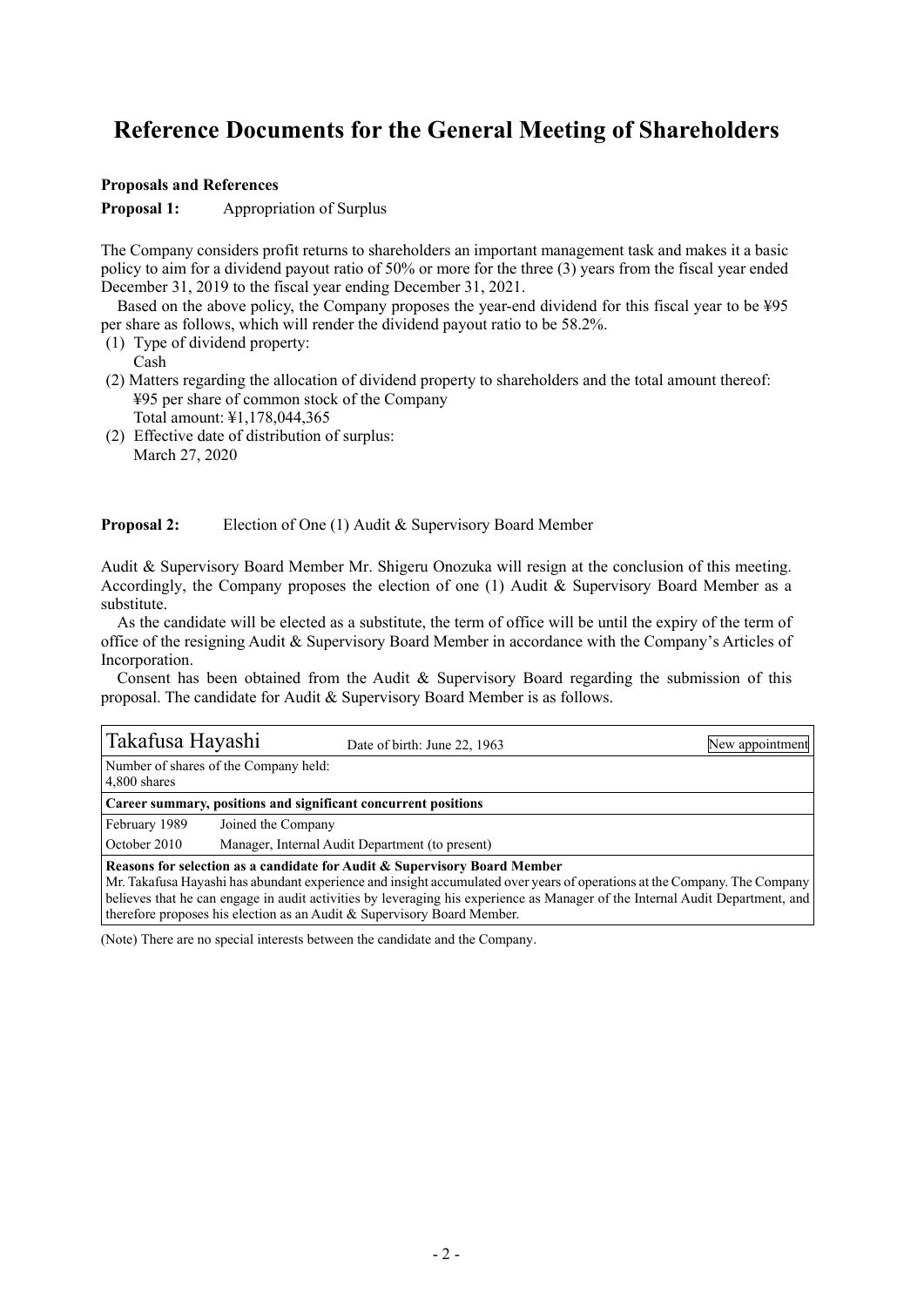# Reference Documents for the General Meeting of Shareholders

**Proposals and References**

**Proposal 1:** Appropriation of Surplus

The Company considers profit returns to shareholders an important management task and makes it a basic policy to aim for a dividend payout ratio of 50% or more for the three (3) years from the fiscal year ended December 31, 2019 to the fiscal year ending December 31, 2021.

Based on the above policy, the Company proposes the year-end dividend for this fiscal year to be ¥95 per share as follows, which will render the dividend payout ratio to be 58.2%.

(1) Type of dividend property:
   Cash

(2) Matters regarding the allocation of dividend property to shareholders and the total amount thereof:
   ¥95 per share of common stock of the Company
   Total amount: ¥1,178,044,365

(2) Effective date of distribution of surplus:
   March 27, 2020

**Proposal 2:** Election of One (1) Audit & Supervisory Board Member

Audit & Supervisory Board Member Mr. Shigeru Onozuka will resign at the conclusion of this meeting. Accordingly, the Company proposes the election of one (1) Audit & Supervisory Board Member as a substitute.

As the candidate will be elected as a substitute, the term of office will be until the expiry of the term of office of the resigning Audit & Supervisory Board Member in accordance with the Company's Articles of Incorporation.

Consent has been obtained from the Audit & Supervisory Board regarding the submission of this proposal. The candidate for Audit & Supervisory Board Member is as follows.

| Takafusa Hayashi | Date of birth: June 22, 1963 | New appointment |
|---|---|---|
| Number of shares of the Company held: 4,800 shares | | |
| **Career summary, positions and significant concurrent positions** | | |
| February 1989 | Joined the Company | |
| October 2010 | Manager, Internal Audit Department (to present) | |
| **Reasons for selection as a candidate for Audit & Supervisory Board Member** Mr. Takafusa Hayashi has abundant experience and insight accumulated over years of operations at the Company. The Company believes that he can engage in audit activities by leveraging his experience as Manager of the Internal Audit Department, and therefore proposes his election as an Audit & Supervisory Board Member. | | |

(Note) There are no special interests between the candidate and the Company.